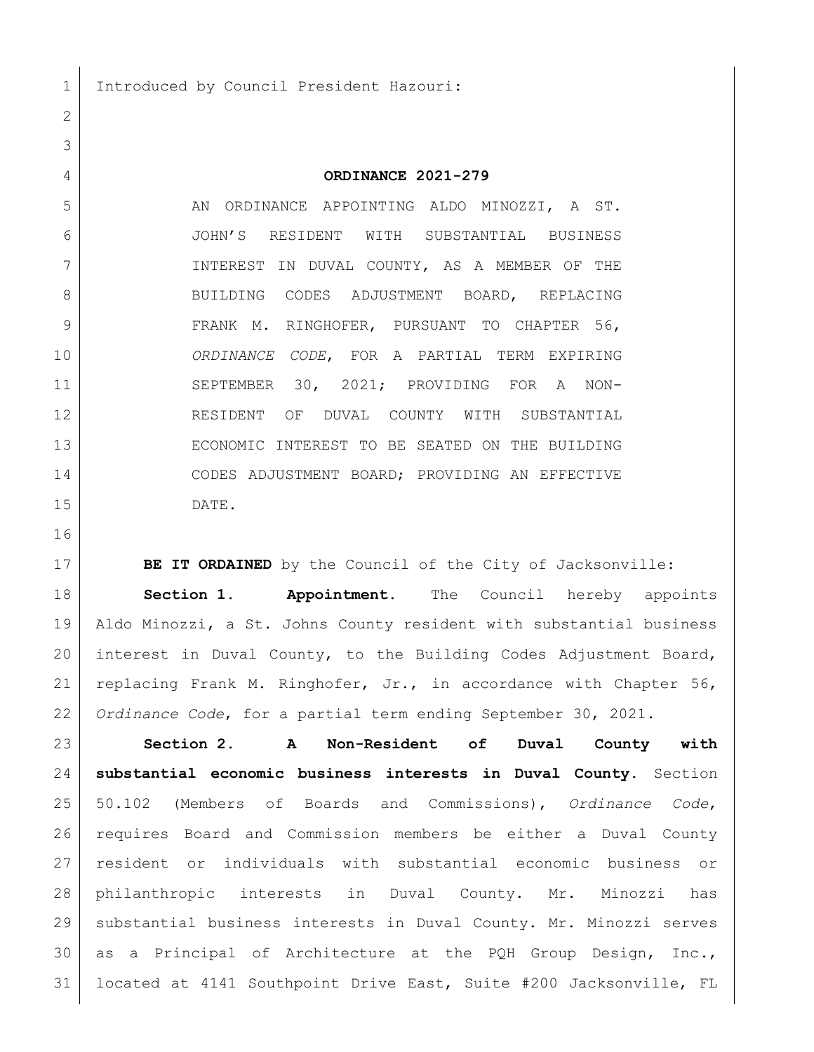Introduced by Council President Hazouri:

**ORDINANCE 2021-279**

AN ORDINANCE APPOINTING ALDO MINOZZI, A ST. JOHN'S RESIDENT WITH SUBSTANTIAL BUSINESS INTEREST IN DUVAL COUNTY, AS A MEMBER OF THE BUILDING CODES ADJUSTMENT BOARD, REPLACING FRANK M. RINGHOFER, PURSUANT TO CHAPTER 56, *ORDINANCE CODE*, FOR A PARTIAL TERM EXPIRING SEPTEMBER 30, 2021; PROVIDING FOR A NON-RESIDENT OF DUVAL COUNTY WITH SUBSTANTIAL ECONOMIC INTEREST TO BE SEATED ON THE BUILDING CODES ADJUSTMENT BOARD; PROVIDING AN EFFECTIVE DATE.

**BE IT ORDAINED** by the Council of the City of Jacksonville:

**Section 1. Appointment.** The Council hereby appoints Aldo Minozzi, a St. Johns County resident with substantial business interest in Duval County, to the Building Codes Adjustment Board, replacing Frank M. Ringhofer, Jr., in accordance with Chapter 56, *Ordinance Code*, for a partial term ending September 30, 2021.

**Section 2. A Non-Resident of Duval County with substantial economic business interests in Duval County.** Section 50.102 (Members of Boards and Commissions), *Ordinance Code*, requires Board and Commission members be either a Duval County resident or individuals with substantial economic business or philanthropic interests in Duval County. Mr. Minozzi has substantial business interests in Duval County. Mr. Minozzi serves as a Principal of Architecture at the PQH Group Design, Inc., located at 4141 Southpoint Drive East, Suite #200 Jacksonville, FL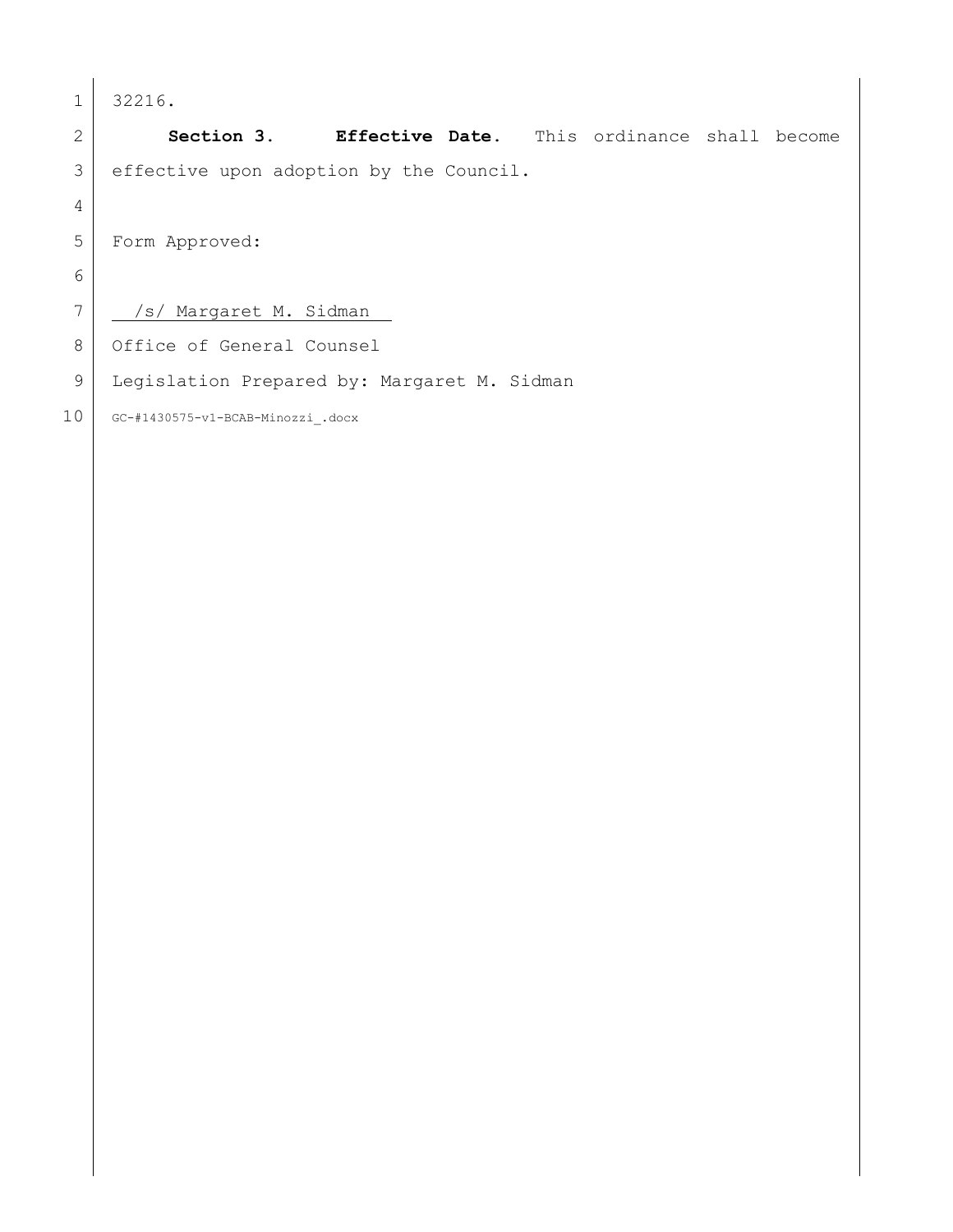32216.

**Section 3. Effective Date.** This ordinance shall become effective upon adoption by the Council.

Form Approved:

/s/ Margaret M. Sidman

Office of General Counsel

Legislation Prepared by: Margaret M. Sidman

GC-#1430575-v1-BCAB-Minozzi_.docx